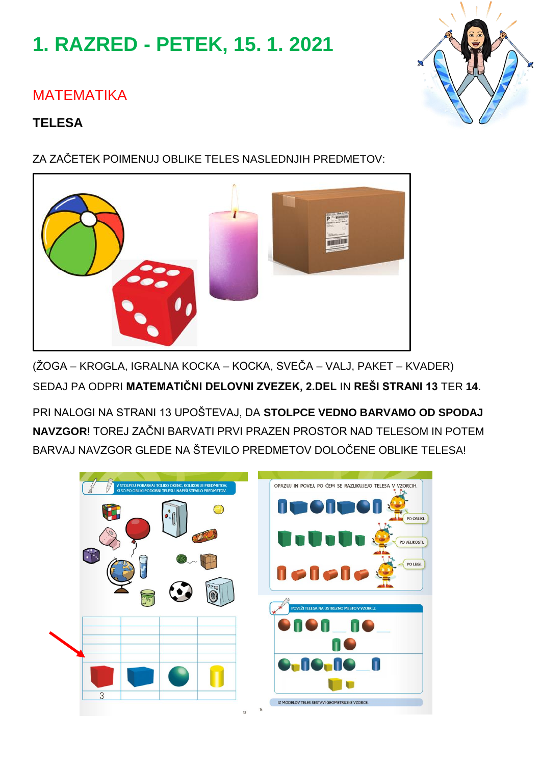# 1. RAZRED - PETEK, 15. 1. 2021

## MATEMATIKA

### TELESA

ZA ZAČETEK POIMENUJ OBLIKE TELES NASLEDNJIH PREDMETOV:

(ŽOGA – KROGLA, IGRALNA KOCKA – KOCKA, SVEČA – VALJ, PAKET – KVADER)

SEDAJ PA ODPRI **MATEMATIČNI DELOVNI ZVEZEK, 2.DEL** IN **REŠI STRANI 13** TER **14**.

PRI NALOGI NA STRANI 13 UPOŠTEVAJ, DA **STOLPCE VEDNO BARVAMO OD SPODAJ NAVZGOR**! TOREJ ZAČNI BARVATI PRVI PRAZEN PROSTOR NAD TELESOM IN POTEM BARVAJ NAVZGOR GLEDE NA ŠTEVILO PREDMETOV DOLOČENE OBLIKE TELESA!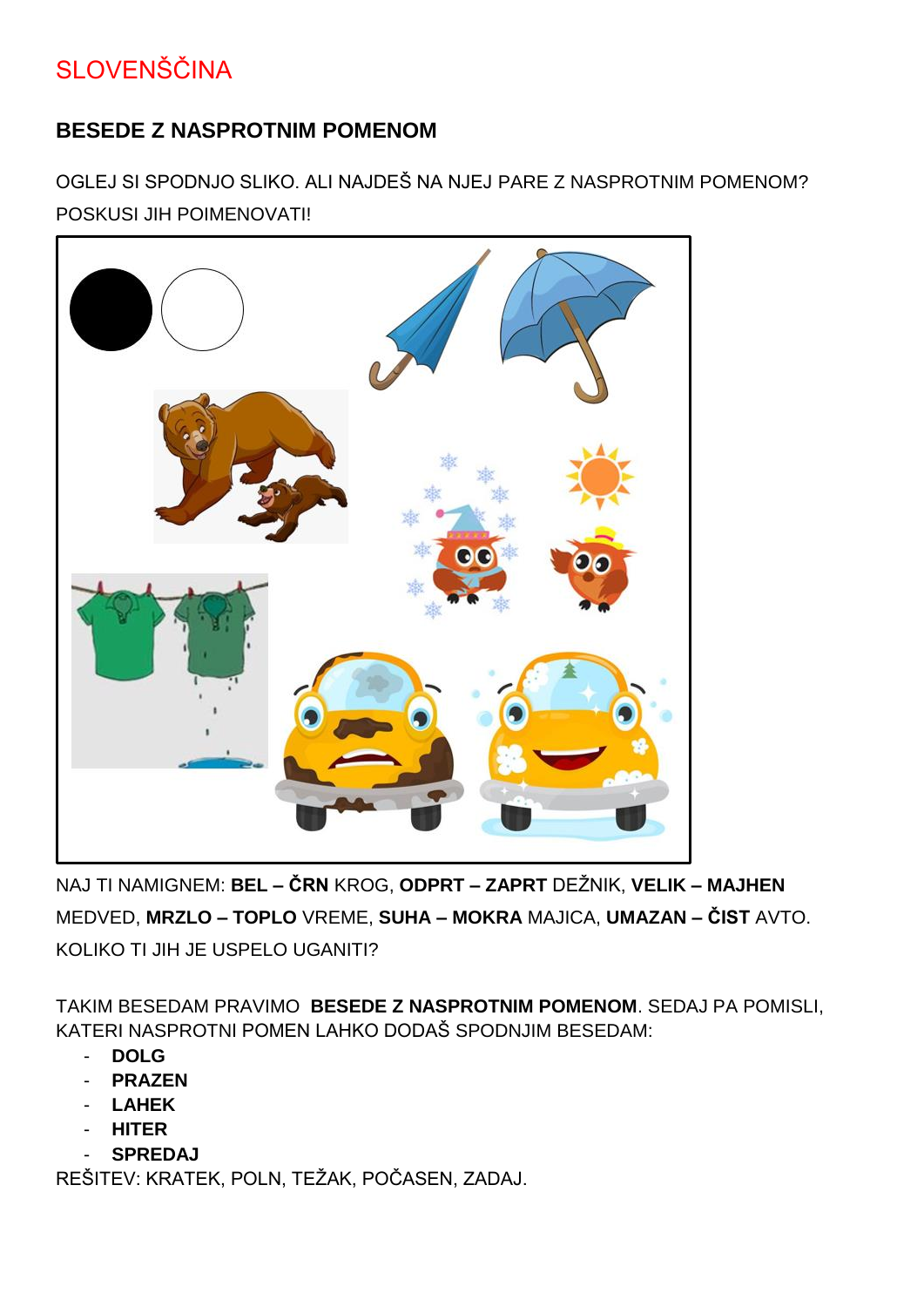# SLOVENŠČINA

## BESEDE Z NASPROTNIM POMENOM

OGLEJ SI SPODNJO SLIKO. ALI NAJDEŠ NA NJEJ PARE Z NASPROTNIM POMENOM? POSKUSI JIH POIMENOVATI!

NAJ TI NAMIGNEM: **BEL – ČRN** KROG, **ODPRT – ZAPRT** DEŽNIK, **VELIK – MAJHEN** MEDVED, **MRZLO – TOPLO** VREME, **SUHA – MOKRA** MAJICA, **UMAZAN – ČIST** AVTO. KOLIKO TI JIH JE USPELO UGANITI?

TAKIM BESEDAM PRAVIMO **BESEDE Z NASPROTNIM POMENOM**. SEDAJ PA POMISLI, KATERI NASPROTNI POMEN LAHKO DODAŠ SPODNJIM BESEDAM:

- **DOLG**
- **PRAZEN**
- **LAHEK**
- **HITER**
- **SPREDAJ**

REŠITEV: KRATEK, POLN, TEŽAK, POČASEN, ZADAJ.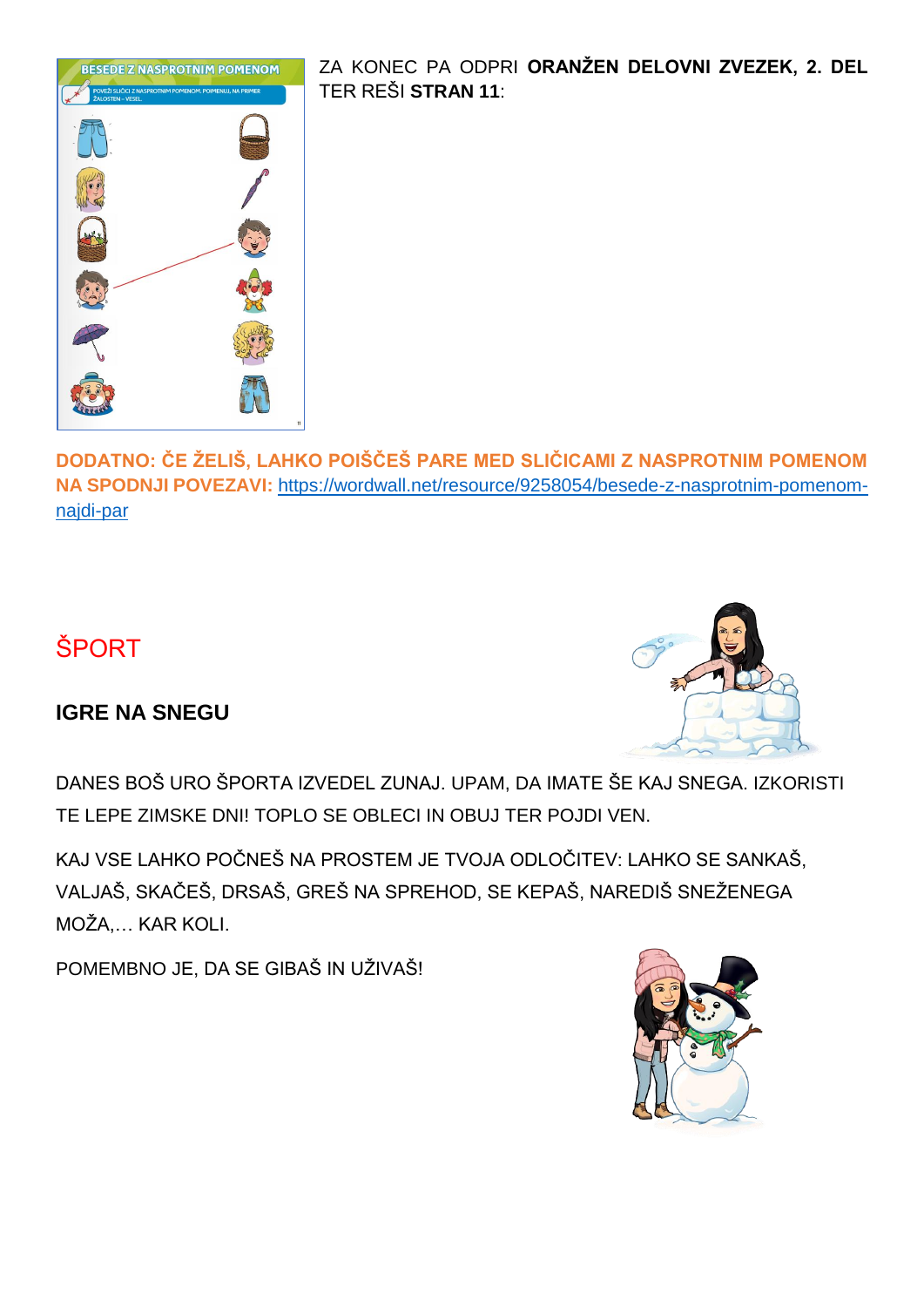ZA KONEC PA ODPRI **ORANŽEN DELOVNI ZVEZEK, 2. DEL** TER REŠI **STRAN 11**:

**DODATNO: ČE ŽELIŠ, LAHKO POIŠČEŠ PARE MED SLIČICAMI Z NASPROTNIM POMENOM NA SPODNJI POVEZAVI:** https://wordwall.net/resource/9258054/besede-z-nasprotnim-pomenom-najdi-par

# ŠPORT

## IGRE NA SNEGU

DANES BOŠ URO ŠPORTA IZVEDEL ZUNAJ. UPAM, DA IMATE ŠE KAJ SNEGA. IZKORISTI TE LEPE ZIMSKE DNI! TOPLO SE OBLECI IN OBUJ TER POJDI VEN.

KAJ VSE LAHKO POČNEŠ NA PROSTEM JE TVOJA ODLOČITEV: LAHKO SE SANKAŠ, VALJAŠ, SKAČEŠ, DRSAŠ, GREŠ NA SPREHOD, SE KEPAŠ, NAREDIŠ SNEŽENEGA MOŽA,… KAR KOLI.

POMEMBNO JE, DA SE GIBAŠ IN UŽIVAŠ!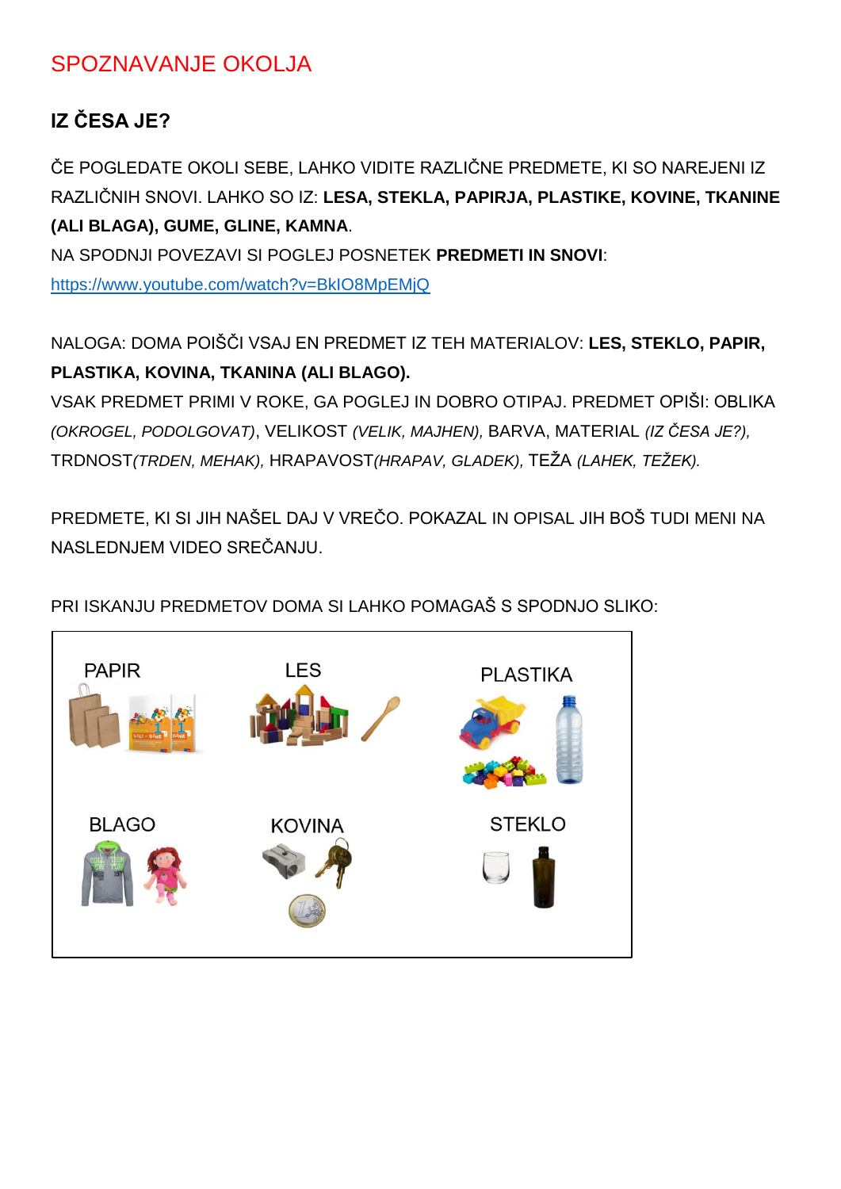## SPOZNAVANJE OKOLJA

### IZ ČESA JE?

ČE POGLEDATE OKOLI SEBE, LAHKO VIDITE RAZLIČNE PREDMETE, KI SO NAREJENI IZ RAZLIČNIH SNOVI. LAHKO SO IZ: **LESA, STEKLA, PAPIRJA, PLASTIKE, KOVINE, TKANINE (ALI BLAGA), GUME, GLINE, KAMNA**.

NA SPODNJI POVEZAVI SI POGLEJ POSNETEK **PREDMETI IN SNOVI**:
https://www.youtube.com/watch?v=BkIO8MpEMjQ

NALOGA: DOMA POIŠČI VSAJ EN PREDMET IZ TEH MATERIALOV: **LES, STEKLO, PAPIR, PLASTIKA, KOVINA, TKANINA (ALI BLAGO).**

VSAK PREDMET PRIMI V ROKE, GA POGLEJ IN DOBRO OTIPAJ. PREDMET OPIŠI: OBLIKA *(OKROGEL, PODOLGOVAT)*, VELIKOST *(VELIK, MAJHEN),* BARVA, MATERIAL *(IZ ČESA JE?),* TRDNOST*(TRDEN, MEHAK),* HRAPAVOST*(HRAPAV, GLADEK),* TEŽA *(LAHEK, TEŽEK).*

PREDMETE, KI SI JIH NAŠEL DAJ V VREČO. POKAZAL IN OPISAL JIH BOŠ TUDI MENI NA NASLEDNJEM VIDEO SREČANJU.

PRI ISKANJU PREDMETOV DOMA SI LAHKO POMAGAŠ S SPODNJO SLIKO:

PAPIR

LES

PLASTIKA

BLAGO

KOVINA

STEKLO